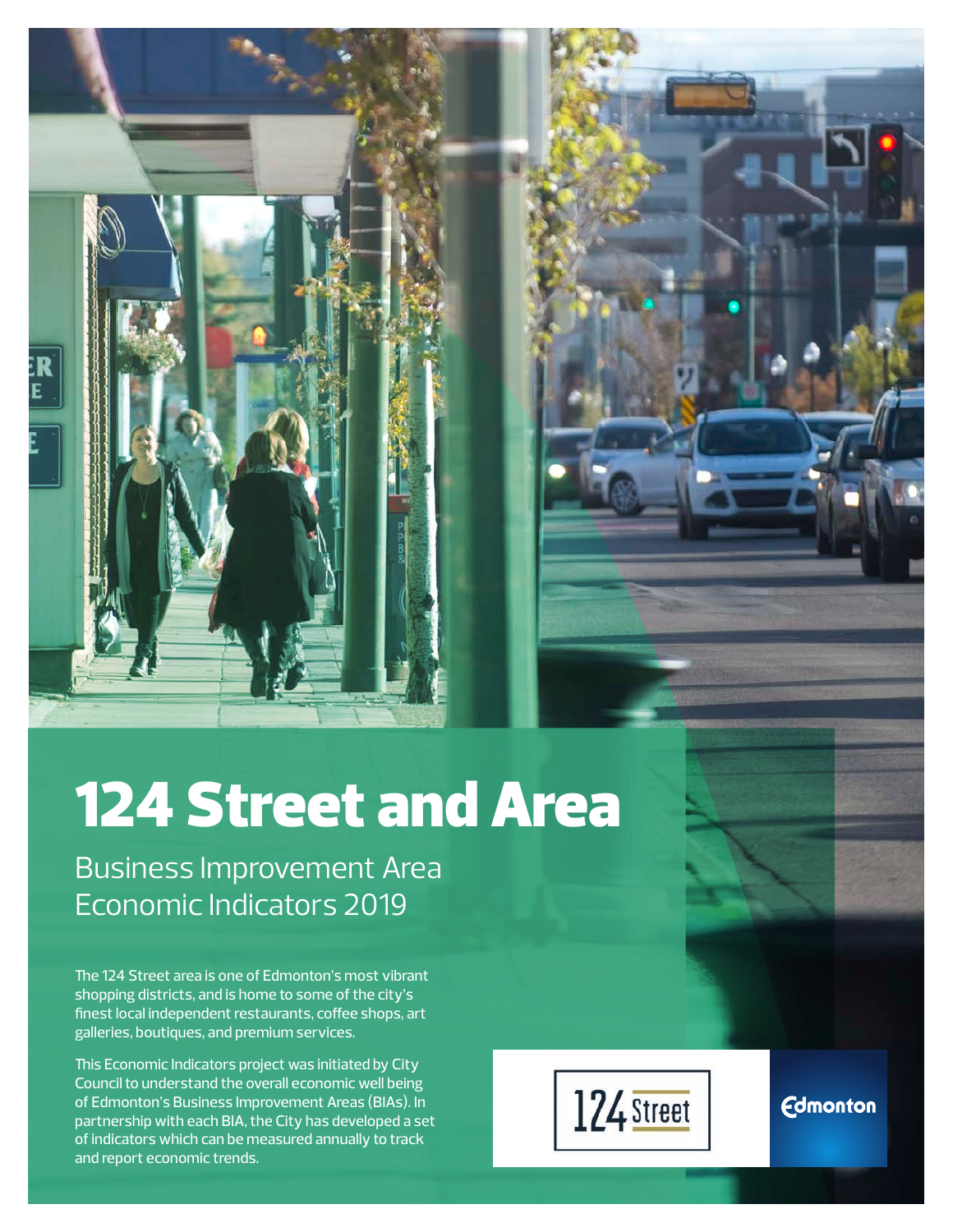# 124 Street and Area

## Business Improvement Area Economic Indicators 2019

The 124 Street area is one of Edmonton's most vibrant shopping districts, and is home to some of the city's finest local independent restaurants, coffee shops, art galleries, boutiques, and premium services.

This Economic Indicators project was initiated by City Council to understand the overall economic well being of Edmonton's Business Improvement Areas (BIAs). In partnership with each BIA, the City has developed a set of indicators which can be measured annually to track and report economic trends.

124 Street

Edmonton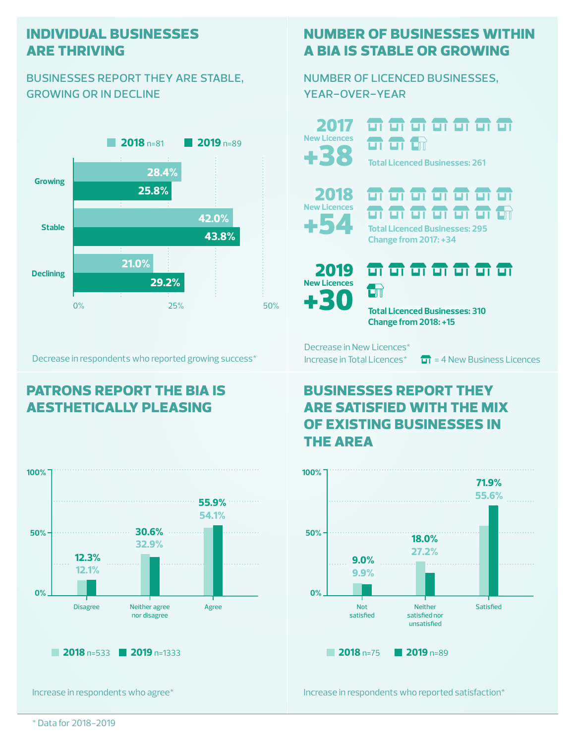## INDIVIDUAL BUSINESSES ARE THRIVING

BUSINESSES REPORT THEY ARE STABLE, GROWING OR IN DECLINE

| | 2018 n=81 | 2019 n=89 |
|---|---|---|
| Growing | 28.4% | 25.8% |
| Stable | 42.0% | 43.8% |
| Declining | 21.0% | 29.2% |

Decrease in respondents who reported growing success*

## NUMBER OF BUSINESSES WITHIN A BIA IS STABLE OR GROWING

NUMBER OF LICENCED BUSINESSES, YEAR-OVER-YEAR

**2017**
New Licences
**+38**
Total Licenced Businesses: 261

**2018**
New Licences
**+54**
Total Licenced Businesses: 295
Change from 2017: +34

**2019**
New Licences
**+30**
Total Licenced Businesses: 310
Change from 2018: +15

Decrease in New Licences*
Increase in Total Licences*

= 4 New Business Licences

## PATRONS REPORT THE BIA IS AESTHETICALLY PLEASING

| | 2018 n=533 | 2019 n=1333 |
|---|---|---|
| Disagree | 12.1% | 12.3% |
| Neither agree nor disagree | 32.9% | 30.6% |
| Agree | 54.1% | 55.9% |

Increase in respondents who agree*

## BUSINESSES REPORT THEY ARE SATISFIED WITH THE MIX OF EXISTING BUSINESSES IN THE AREA

| | 2018 n=75 | 2019 n=89 |
|---|---|---|
| Not satisfied | 9.9% | 9.0% |
| Neither satisfied nor unsatisfied | 27.2% | 18.0% |
| Satisfied | 55.6% | 71.9% |

Increase in respondents who reported satisfaction*

\* Data for 2018–2019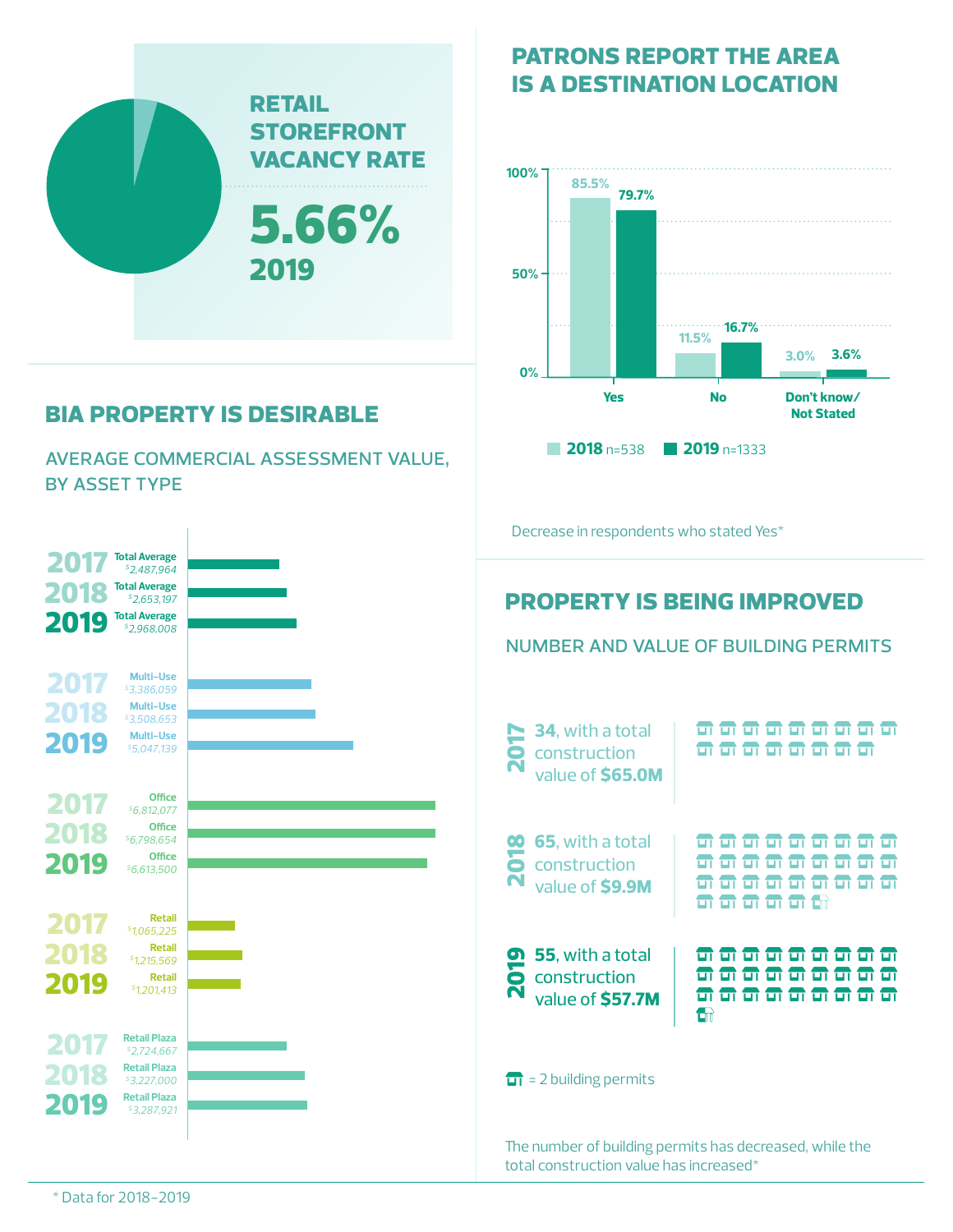## RETAIL STOREFRONT VACANCY RATE

**5.66%**
**2019**

## BIA PROPERTY IS DESIRABLE

### AVERAGE COMMERCIAL ASSESSMENT VALUE, BY ASSET TYPE

| Year | Asset Type | Average Value |
|---|---|---|
| 2017 | Total Average | $2,487,964 |
| 2018 | Total Average | $2,653,197 |
| 2019 | Total Average | $2,968,008 |
| 2017 | Multi-Use | $3,386,059 |
| 2018 | Multi-Use | $3,508,653 |
| 2019 | Multi-Use | $5,047,139 |
| 2017 | Office | $6,812,077 |
| 2018 | Office | $6,798,654 |
| 2019 | Office | $6,613,500 |
| 2017 | Retail | $1,065,225 |
| 2018 | Retail | $1,215,569 |
| 2019 | Retail | $1,201,413 |
| 2017 | Retail Plaza | $2,724,667 |
| 2018 | Retail Plaza | $3,227,000 |
| 2019 | Retail Plaza | $3,287,921 |

## PATRONS REPORT THE AREA IS A DESTINATION LOCATION

| Response | 2018 n=538 | 2019 n=1333 |
|---|---|---|
| Yes | 85.5% | 79.7% |
| No | 11.5% | 16.7% |
| Don't know/ Not Stated | 3.0% | 3.6% |

Decrease in respondents who stated Yes*

## PROPERTY IS BEING IMPROVED

### NUMBER AND VALUE OF BUILDING PERMITS

**2017**: **34**, with a total construction value of **$65.0M**

**2018**: **65**, with a total construction value of **$9.9M**

**2019**: **55**, with a total construction value of **$57.7M**

= 2 building permits

The number of building permits has decreased, while the total construction value has increased*

\* Data for 2018–2019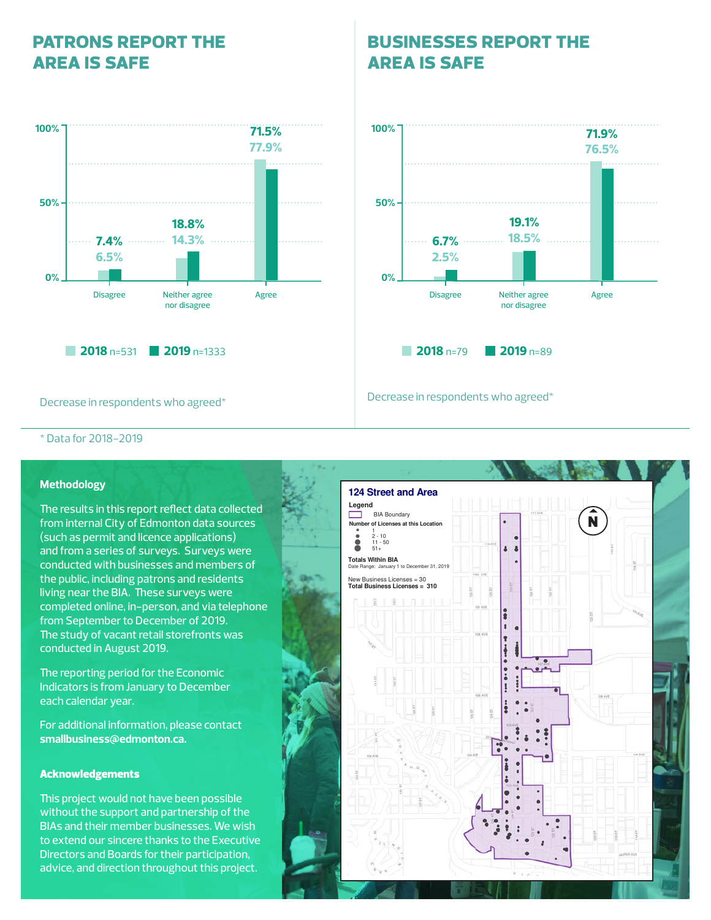## PATRONS REPORT THE AREA IS SAFE

100%
50%
0%

Disagree: 7.4% / 6.5%
Neither agree nor disagree: 18.8% / 14.3%
Agree: 71.5% / 77.9%

**2018** n=531 **2019** n=1333

Decrease in respondents who agreed*

## BUSINESSES REPORT THE AREA IS SAFE

100%
50%
0%

Disagree: 6.7% / 2.5%
Neither agree nor disagree: 19.1% / 18.5%
Agree: 71.9% / 76.5%

**2018** n=79 **2019** n=89

Decrease in respondents who agreed*

\* Data for 2018-2019

### Methodology

The results in this report reflect data collected from internal City of Edmonton data sources (such as permit and licence applications) and from a series of surveys. Surveys were conducted with businesses and members of the public, including patrons and residents living near the BIA. These surveys were completed online, in-person, and via telephone from September to December of 2019. The study of vacant retail storefronts was conducted in August 2019.

The reporting period for the Economic Indicators is from January to December each calendar year.

For additional information, please contact **smallbusiness@edmonton.ca.**

### Acknowledgements

This project would not have been possible without the support and partnership of the BIAs and their member businesses. We wish to extend our sincere thanks to the Executive Directors and Boards for their participation, advice, and direction throughout this project.

**124 Street and Area**

**Legend**

BIA Boundary

**Number of Licenses at this Location**

- 1
- 2 - 10
- 11 - 50
- 51+

**Totals Within BIA**
Date Range: January 1 to December 31, 2019

New Business Licenses = 30
**Total Business Licenses = 310**